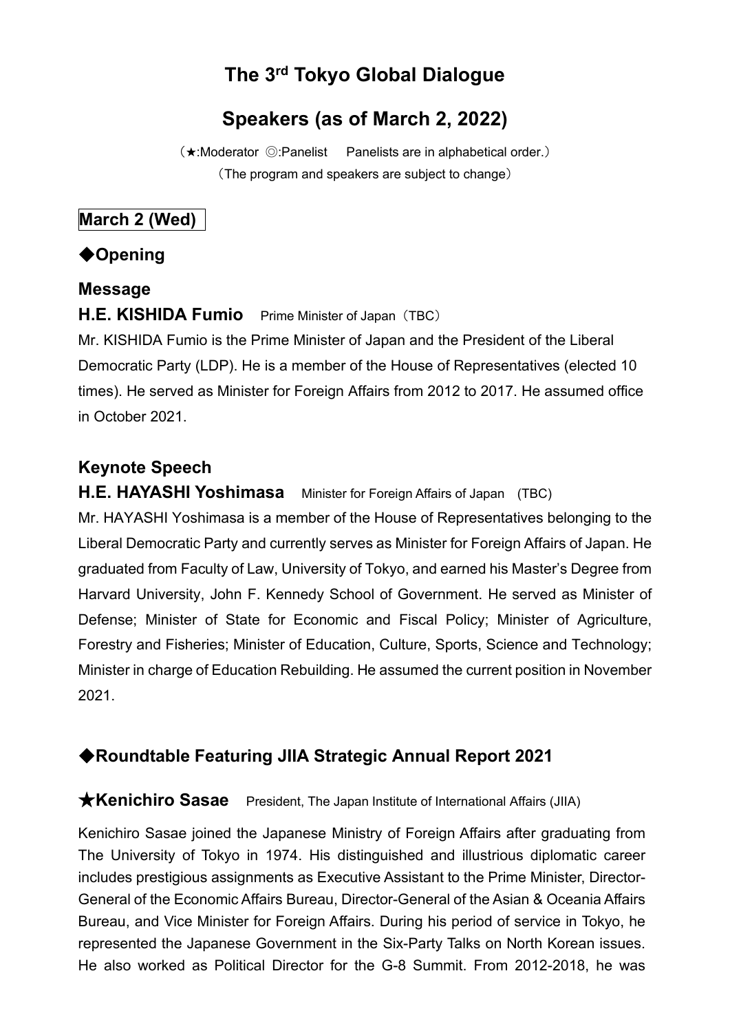# The 3rd Tokyo Global Dialogue

## Speakers (as of March 2, 2022)

（★:Moderator ◎:Panelist Panelists are in alphabetical order.）

（The program and speakers are subject to change）

**March 2 (Wed)**

## ◆Opening

### Message

**H.E. KISHIDA Fumio** Prime Minister of Japan（TBC）

Mr. KISHIDA Fumio is the Prime Minister of Japan and the President of the Liberal Democratic Party (LDP). He is a member of the House of Representatives (elected 10 times). He served as Minister for Foreign Affairs from 2012 to 2017. He assumed office in October 2021.

### Keynote Speech

**H.E. HAYASHI Yoshimasa** Minister for Foreign Affairs of Japan (TBC)

Mr. HAYASHI Yoshimasa is a member of the House of Representatives belonging to the Liberal Democratic Party and currently serves as Minister for Foreign Affairs of Japan. He graduated from Faculty of Law, University of Tokyo, and earned his Master's Degree from Harvard University, John F. Kennedy School of Government. He served as Minister of Defense; Minister of State for Economic and Fiscal Policy; Minister of Agriculture, Forestry and Fisheries; Minister of Education, Culture, Sports, Science and Technology; Minister in charge of Education Rebuilding. He assumed the current position in November 2021.

## ◆Roundtable Featuring JIIA Strategic Annual Report 2021

**★Kenichiro Sasae** President, The Japan Institute of International Affairs (JIIA)

Kenichiro Sasae joined the Japanese Ministry of Foreign Affairs after graduating from The University of Tokyo in 1974. His distinguished and illustrious diplomatic career includes prestigious assignments as Executive Assistant to the Prime Minister, Director-General of the Economic Affairs Bureau, Director-General of the Asian & Oceania Affairs Bureau, and Vice Minister for Foreign Affairs. During his period of service in Tokyo, he represented the Japanese Government in the Six-Party Talks on North Korean issues. He also worked as Political Director for the G-8 Summit. From 2012-2018, he was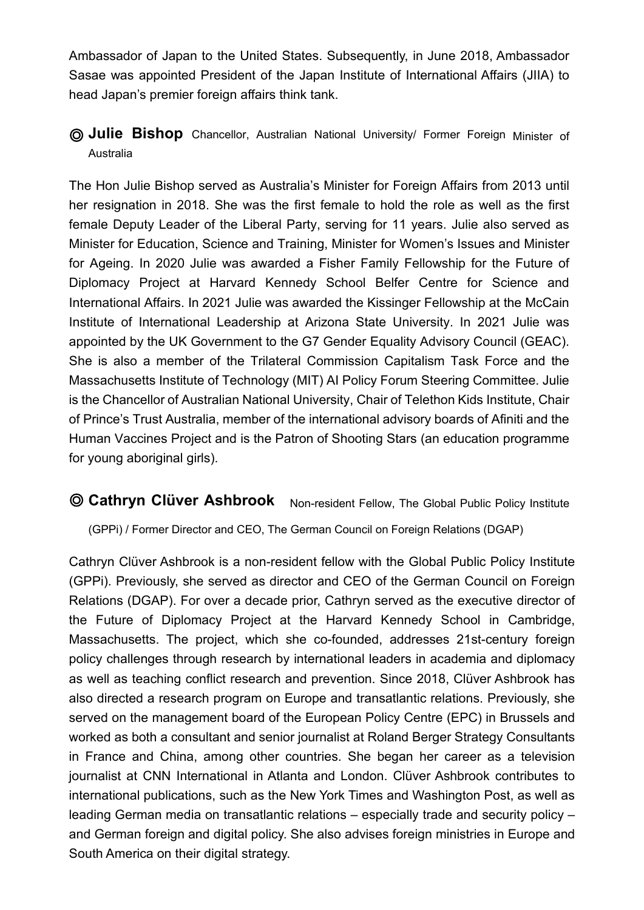Ambassador of Japan to the United States. Subsequently, in June 2018, Ambassador Sasae was appointed President of the Japan Institute of International Affairs (JIIA) to head Japan's premier foreign affairs think tank.

### ◎ **Julie Bishop** Chancellor, Australian National University/ Former Foreign Minister of Australia

The Hon Julie Bishop served as Australia's Minister for Foreign Affairs from 2013 until her resignation in 2018. She was the first female to hold the role as well as the first female Deputy Leader of the Liberal Party, serving for 11 years. Julie also served as Minister for Education, Science and Training, Minister for Women's Issues and Minister for Ageing. In 2020 Julie was awarded a Fisher Family Fellowship for the Future of Diplomacy Project at Harvard Kennedy School Belfer Centre for Science and International Affairs. In 2021 Julie was awarded the Kissinger Fellowship at the McCain Institute of International Leadership at Arizona State University. In 2021 Julie was appointed by the UK Government to the G7 Gender Equality Advisory Council (GEAC). She is also a member of the Trilateral Commission Capitalism Task Force and the Massachusetts Institute of Technology (MIT) AI Policy Forum Steering Committee. Julie is the Chancellor of Australian National University, Chair of Telethon Kids Institute, Chair of Prince's Trust Australia, member of the international advisory boards of Afiniti and the Human Vaccines Project and is the Patron of Shooting Stars (an education programme for young aboriginal girls).

### ◎ **Cathryn Clüver Ashbrook** Non-resident Fellow, The Global Public Policy Institute (GPPi) / Former Director and CEO, The German Council on Foreign Relations (DGAP)

Cathryn Clüver Ashbrook is a non-resident fellow with the Global Public Policy Institute (GPPi). Previously, she served as director and CEO of the German Council on Foreign Relations (DGAP). For over a decade prior, Cathryn served as the executive director of the Future of Diplomacy Project at the Harvard Kennedy School in Cambridge, Massachusetts. The project, which she co-founded, addresses 21st-century foreign policy challenges through research by international leaders in academia and diplomacy as well as teaching conflict research and prevention. Since 2018, Clüver Ashbrook has also directed a research program on Europe and transatlantic relations. Previously, she served on the management board of the European Policy Centre (EPC) in Brussels and worked as both a consultant and senior journalist at Roland Berger Strategy Consultants in France and China, among other countries. She began her career as a television journalist at CNN International in Atlanta and London. Clüver Ashbrook contributes to international publications, such as the New York Times and Washington Post, as well as leading German media on transatlantic relations – especially trade and security policy – and German foreign and digital policy. She also advises foreign ministries in Europe and South America on their digital strategy.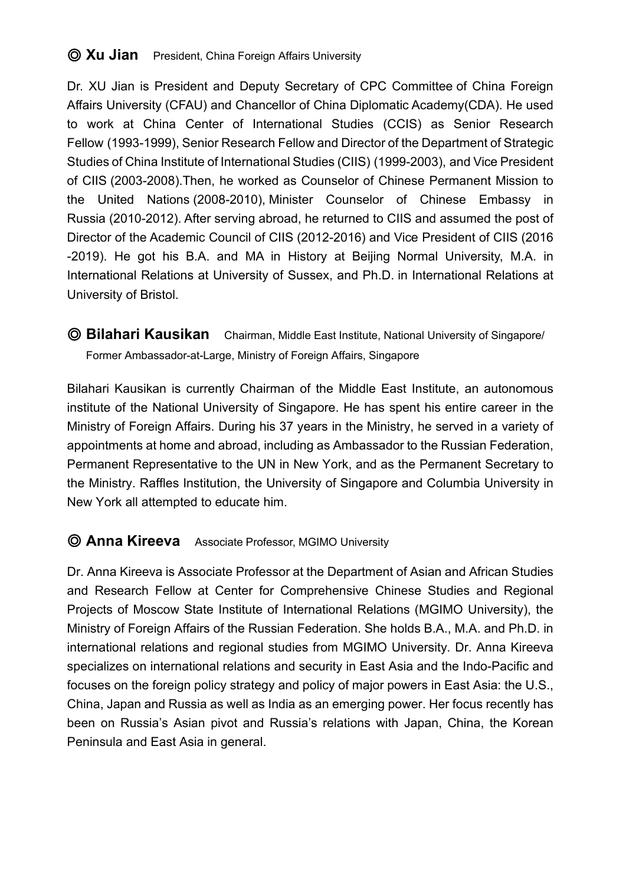## ◎ Xu Jian President, China Foreign Affairs University

Dr. XU Jian is President and Deputy Secretary of CPC Committee of China Foreign Affairs University (CFAU) and Chancellor of China Diplomatic Academy(CDA). He used to work at China Center of International Studies (CCIS) as Senior Research Fellow (1993-1999), Senior Research Fellow and Director of the Department of Strategic Studies of China Institute of International Studies (CIIS) (1999-2003), and Vice President of CIIS (2003-2008).Then, he worked as Counselor of Chinese Permanent Mission to the United Nations (2008-2010), Minister Counselor of Chinese Embassy in Russia (2010-2012). After serving abroad, he returned to CIIS and assumed the post of Director of the Academic Council of CIIS (2012-2016) and Vice President of CIIS (2016 -2019). He got his B.A. and MA in History at Beijing Normal University, M.A. in International Relations at University of Sussex, and Ph.D. in International Relations at University of Bristol.

## ◎ Bilahari Kausikan Chairman, Middle East Institute, National University of Singapore/ Former Ambassador-at-Large, Ministry of Foreign Affairs, Singapore

Bilahari Kausikan is currently Chairman of the Middle East Institute, an autonomous institute of the National University of Singapore. He has spent his entire career in the Ministry of Foreign Affairs. During his 37 years in the Ministry, he served in a variety of appointments at home and abroad, including as Ambassador to the Russian Federation, Permanent Representative to the UN in New York, and as the Permanent Secretary to the Ministry. Raffles Institution, the University of Singapore and Columbia University in New York all attempted to educate him.

## ◎ Anna Kireeva Associate Professor, MGIMO University

Dr. Anna Kireeva is Associate Professor at the Department of Asian and African Studies and Research Fellow at Center for Comprehensive Chinese Studies and Regional Projects of Moscow State Institute of International Relations (MGIMO University), the Ministry of Foreign Affairs of the Russian Federation. She holds B.A., M.A. and Ph.D. in international relations and regional studies from MGIMO University. Dr. Anna Kireeva specializes on international relations and security in East Asia and the Indo-Pacific and focuses on the foreign policy strategy and policy of major powers in East Asia: the U.S., China, Japan and Russia as well as India as an emerging power. Her focus recently has been on Russia's Asian pivot and Russia's relations with Japan, China, the Korean Peninsula and East Asia in general.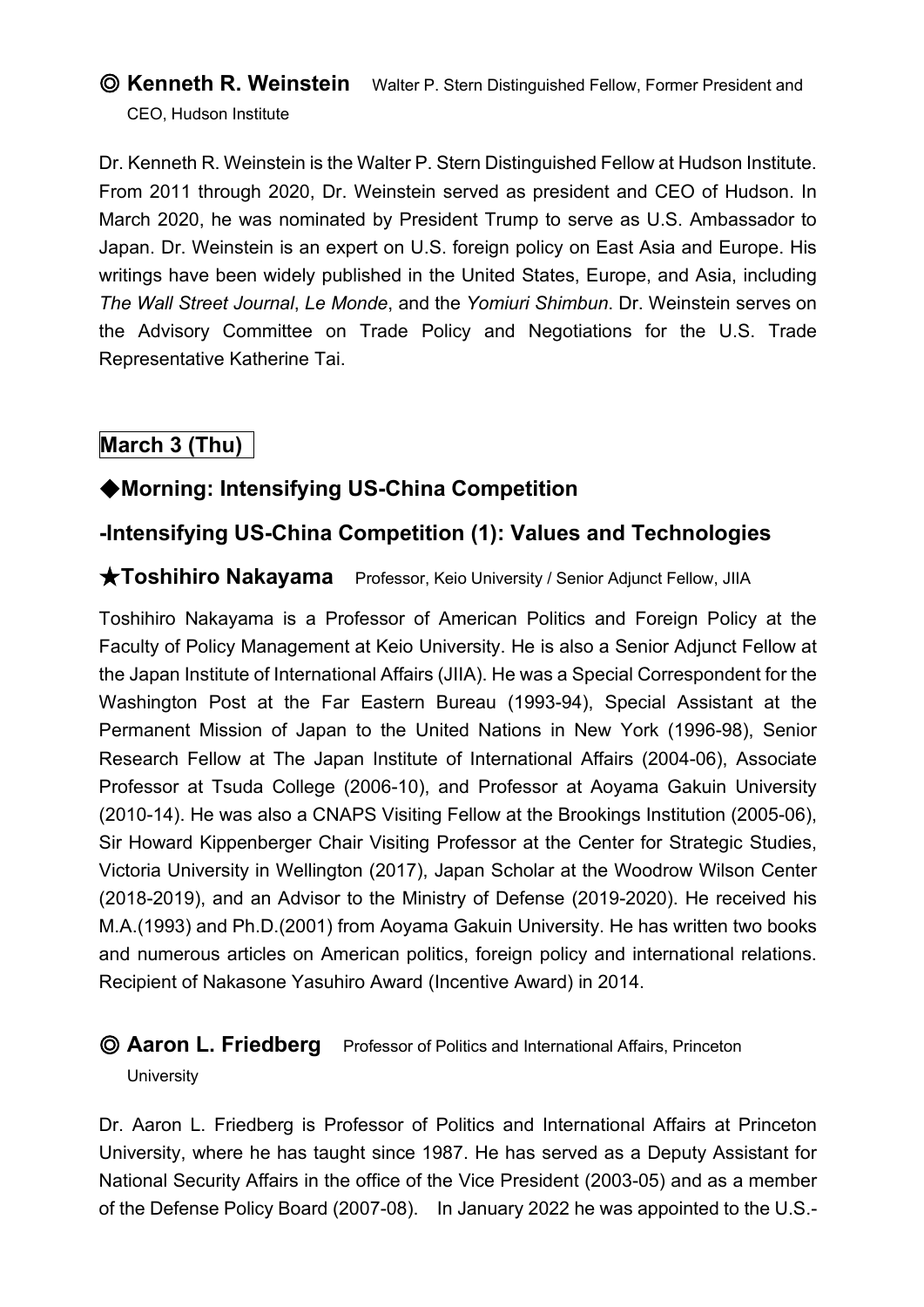### ◎ **Kenneth R. Weinstein** Walter P. Stern Distinguished Fellow, Former President and CEO, Hudson Institute

Dr. Kenneth R. Weinstein is the Walter P. Stern Distinguished Fellow at Hudson Institute. From 2011 through 2020, Dr. Weinstein served as president and CEO of Hudson. In March 2020, he was nominated by President Trump to serve as U.S. Ambassador to Japan. Dr. Weinstein is an expert on U.S. foreign policy on East Asia and Europe. His writings have been widely published in the United States, Europe, and Asia, including *The Wall Street Journal*, *Le Monde*, and the *Yomiuri Shimbun*. Dr. Weinstein serves on the Advisory Committee on Trade Policy and Negotiations for the U.S. Trade Representative Katherine Tai.

## March 3 (Thu)

## ◆Morning: Intensifying US-China Competition

## -Intensifying US-China Competition (1): Values and Technologies

### ★Toshihiro Nakayama Professor, Keio University / Senior Adjunct Fellow, JIIA

Toshihiro Nakayama is a Professor of American Politics and Foreign Policy at the Faculty of Policy Management at Keio University. He is also a Senior Adjunct Fellow at the Japan Institute of International Affairs (JIIA). He was a Special Correspondent for the Washington Post at the Far Eastern Bureau (1993-94), Special Assistant at the Permanent Mission of Japan to the United Nations in New York (1996-98), Senior Research Fellow at The Japan Institute of International Affairs (2004-06), Associate Professor at Tsuda College (2006-10), and Professor at Aoyama Gakuin University (2010-14). He was also a CNAPS Visiting Fellow at the Brookings Institution (2005-06), Sir Howard Kippenberger Chair Visiting Professor at the Center for Strategic Studies, Victoria University in Wellington (2017), Japan Scholar at the Woodrow Wilson Center (2018-2019), and an Advisor to the Ministry of Defense (2019-2020). He received his M.A.(1993) and Ph.D.(2001) from Aoyama Gakuin University. He has written two books and numerous articles on American politics, foreign policy and international relations. Recipient of Nakasone Yasuhiro Award (Incentive Award) in 2014.

### ◎ **Aaron L. Friedberg** Professor of Politics and International Affairs, Princeton University

Dr. Aaron L. Friedberg is Professor of Politics and International Affairs at Princeton University, where he has taught since 1987. He has served as a Deputy Assistant for National Security Affairs in the office of the Vice President (2003-05) and as a member of the Defense Policy Board (2007-08). In January 2022 he was appointed to the U.S.-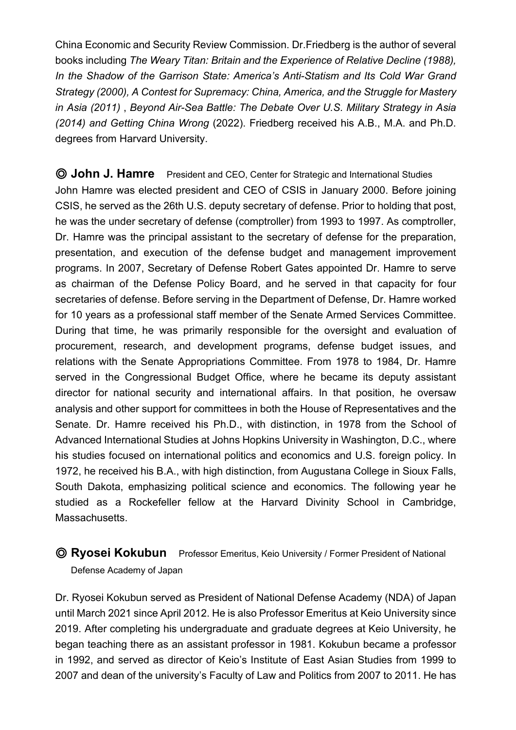China Economic and Security Review Commission. Dr.Friedberg is the author of several books including *The Weary Titan: Britain and the Experience of Relative Decline (1988), In the Shadow of the Garrison State: America's Anti-Statism and Its Cold War Grand Strategy (2000), A Contest for Supremacy: China, America, and the Struggle for Mastery in Asia (2011)* , *Beyond Air-Sea Battle: The Debate Over U.S. Military Strategy in Asia (2014) and Getting China Wrong* (2022). Friedberg received his A.B., M.A. and Ph.D. degrees from Harvard University.

### ◎ **John J. Hamre** President and CEO, Center for Strategic and International Studies

John Hamre was elected president and CEO of CSIS in January 2000. Before joining CSIS, he served as the 26th U.S. deputy secretary of defense. Prior to holding that post, he was the under secretary of defense (comptroller) from 1993 to 1997. As comptroller, Dr. Hamre was the principal assistant to the secretary of defense for the preparation, presentation, and execution of the defense budget and management improvement programs. In 2007, Secretary of Defense Robert Gates appointed Dr. Hamre to serve as chairman of the Defense Policy Board, and he served in that capacity for four secretaries of defense. Before serving in the Department of Defense, Dr. Hamre worked for 10 years as a professional staff member of the Senate Armed Services Committee. During that time, he was primarily responsible for the oversight and evaluation of procurement, research, and development programs, defense budget issues, and relations with the Senate Appropriations Committee. From 1978 to 1984, Dr. Hamre served in the Congressional Budget Office, where he became its deputy assistant director for national security and international affairs. In that position, he oversaw analysis and other support for committees in both the House of Representatives and the Senate. Dr. Hamre received his Ph.D., with distinction, in 1978 from the School of Advanced International Studies at Johns Hopkins University in Washington, D.C., where his studies focused on international politics and economics and U.S. foreign policy. In 1972, he received his B.A., with high distinction, from Augustana College in Sioux Falls, South Dakota, emphasizing political science and economics. The following year he studied as a Rockefeller fellow at the Harvard Divinity School in Cambridge, Massachusetts.

### ◎ **Ryosei Kokubun** Professor Emeritus, Keio University / Former President of National Defense Academy of Japan

Dr. Ryosei Kokubun served as President of National Defense Academy (NDA) of Japan until March 2021 since April 2012. He is also Professor Emeritus at Keio University since 2019. After completing his undergraduate and graduate degrees at Keio University, he began teaching there as an assistant professor in 1981. Kokubun became a professor in 1992, and served as director of Keio's Institute of East Asian Studies from 1999 to 2007 and dean of the university's Faculty of Law and Politics from 2007 to 2011. He has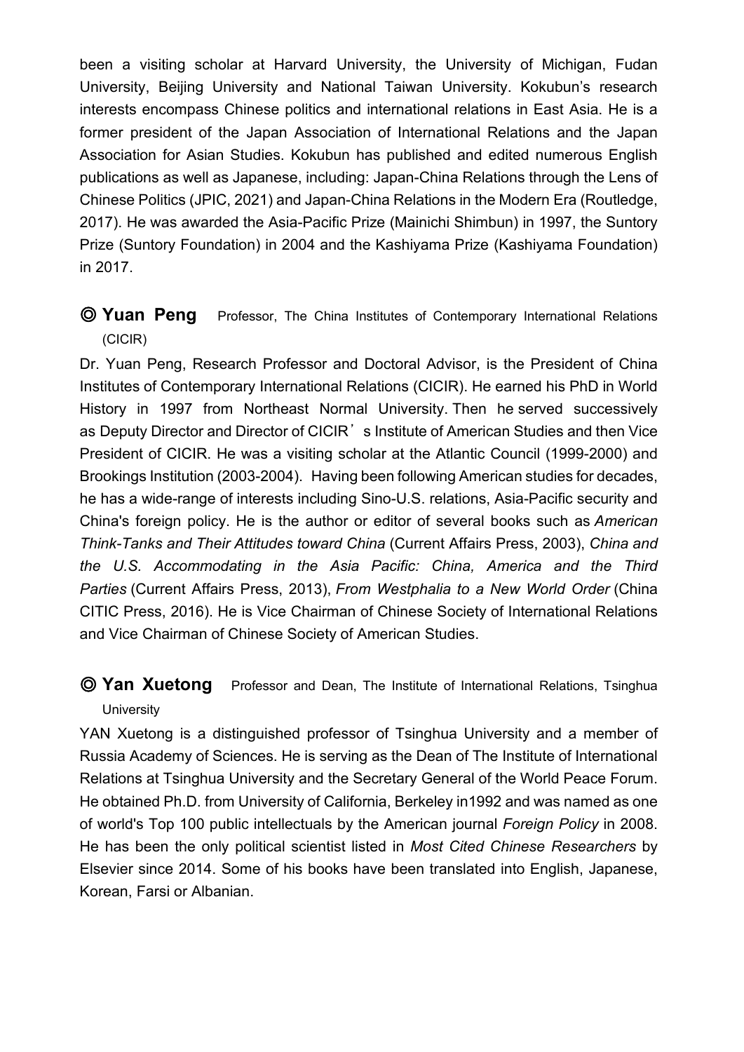been a visiting scholar at Harvard University, the University of Michigan, Fudan University, Beijing University and National Taiwan University. Kokubun's research interests encompass Chinese politics and international relations in East Asia. He is a former president of the Japan Association of International Relations and the Japan Association for Asian Studies. Kokubun has published and edited numerous English publications as well as Japanese, including: Japan-China Relations through the Lens of Chinese Politics (JPIC, 2021) and Japan-China Relations in the Modern Era (Routledge, 2017). He was awarded the Asia-Pacific Prize (Mainichi Shimbun) in 1997, the Suntory Prize (Suntory Foundation) in 2004 and the Kashiyama Prize (Kashiyama Foundation) in 2017.

### ◎ **Yuan Peng** Professor, The China Institutes of Contemporary International Relations (CICIR)

Dr. Yuan Peng, Research Professor and Doctoral Advisor, is the President of China Institutes of Contemporary International Relations (CICIR). He earned his PhD in World History in 1997 from Northeast Normal University. Then he served successively as Deputy Director and Director of CICIR's Institute of American Studies and then Vice President of CICIR. He was a visiting scholar at the Atlantic Council (1999-2000) and Brookings Institution (2003-2004). Having been following American studies for decades, he has a wide-range of interests including Sino-U.S. relations, Asia-Pacific security and China's foreign policy. He is the author or editor of several books such as *American Think-Tanks and Their Attitudes toward China* (Current Affairs Press, 2003), *China and the U.S. Accommodating in the Asia Pacific: China, America and the Third Parties* (Current Affairs Press, 2013), *From Westphalia to a New World Order* (China CITIC Press, 2016). He is Vice Chairman of Chinese Society of International Relations and Vice Chairman of Chinese Society of American Studies.

### ◎ **Yan Xuetong** Professor and Dean, The Institute of International Relations, Tsinghua University

YAN Xuetong is a distinguished professor of Tsinghua University and a member of Russia Academy of Sciences. He is serving as the Dean of The Institute of International Relations at Tsinghua University and the Secretary General of the World Peace Forum. He obtained Ph.D. from University of California, Berkeley in1992 and was named as one of world's Top 100 public intellectuals by the American journal *Foreign Policy* in 2008. He has been the only political scientist listed in *Most Cited Chinese Researchers* by Elsevier since 2014. Some of his books have been translated into English, Japanese, Korean, Farsi or Albanian.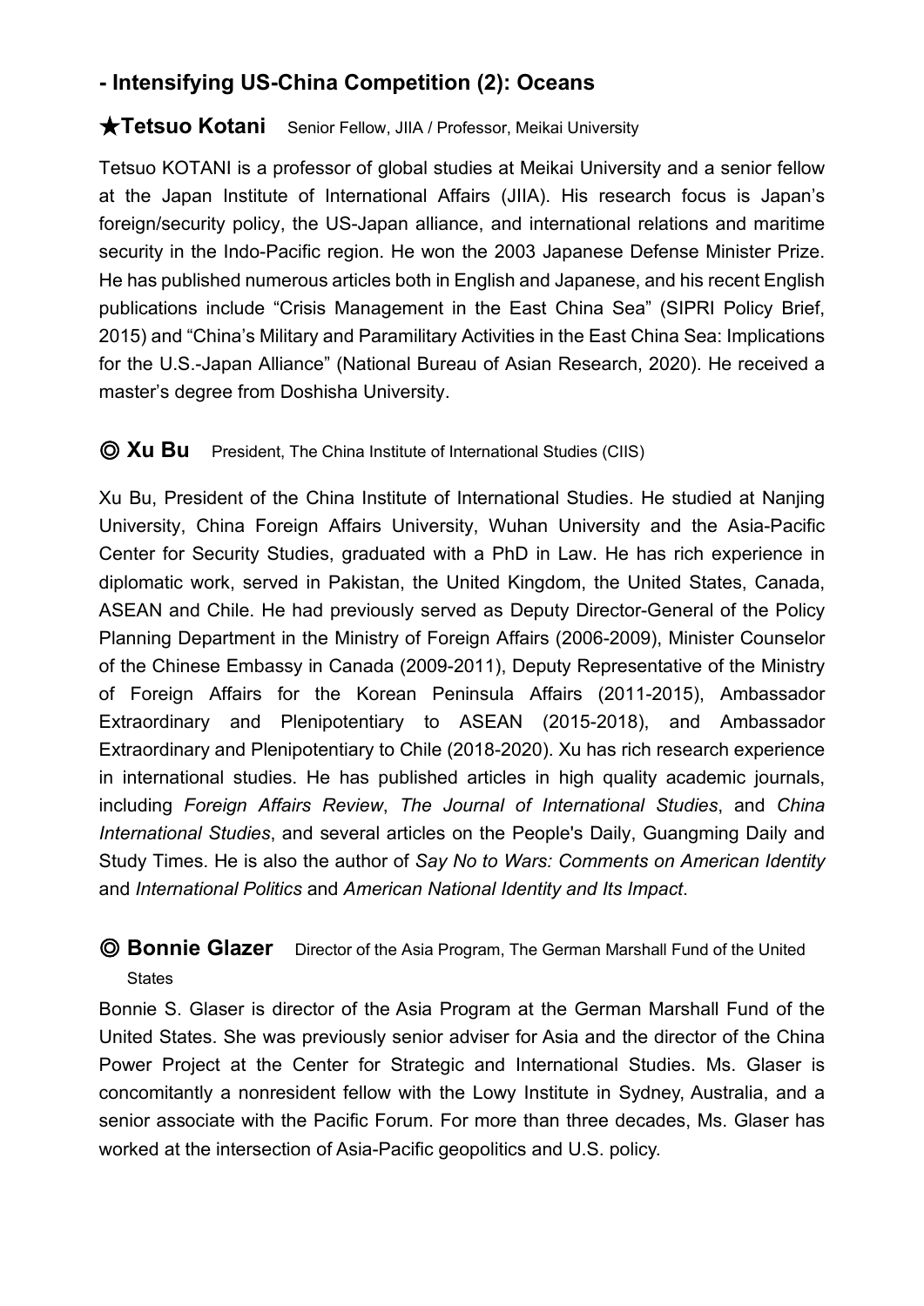## - Intensifying US-China Competition (2): Oceans

### ★Tetsuo Kotani Senior Fellow, JIIA / Professor, Meikai University

Tetsuo KOTANI is a professor of global studies at Meikai University and a senior fellow at the Japan Institute of International Affairs (JIIA). His research focus is Japan's foreign/security policy, the US-Japan alliance, and international relations and maritime security in the Indo-Pacific region. He won the 2003 Japanese Defense Minister Prize. He has published numerous articles both in English and Japanese, and his recent English publications include "Crisis Management in the East China Sea" (SIPRI Policy Brief, 2015) and "China's Military and Paramilitary Activities in the East China Sea: Implications for the U.S.-Japan Alliance" (National Bureau of Asian Research, 2020). He received a master's degree from Doshisha University.

### ◎ Xu Bu President, The China Institute of International Studies (CIIS)

Xu Bu, President of the China Institute of International Studies. He studied at Nanjing University, China Foreign Affairs University, Wuhan University and the Asia-Pacific Center for Security Studies, graduated with a PhD in Law. He has rich experience in diplomatic work, served in Pakistan, the United Kingdom, the United States, Canada, ASEAN and Chile. He had previously served as Deputy Director-General of the Policy Planning Department in the Ministry of Foreign Affairs (2006-2009), Minister Counselor of the Chinese Embassy in Canada (2009-2011), Deputy Representative of the Ministry of Foreign Affairs for the Korean Peninsula Affairs (2011-2015), Ambassador Extraordinary and Plenipotentiary to ASEAN (2015-2018), and Ambassador Extraordinary and Plenipotentiary to Chile (2018-2020). Xu has rich research experience in international studies. He has published articles in high quality academic journals, including *Foreign Affairs Review*, *The Journal of International Studies*, and *China International Studies*, and several articles on the People's Daily, Guangming Daily and Study Times. He is also the author of *Say No to Wars: Comments on American Identity* and *International Politics* and *American National Identity and Its Impact*.

### ◎ Bonnie Glazer Director of the Asia Program, The German Marshall Fund of the United States

Bonnie S. Glaser is director of the Asia Program at the German Marshall Fund of the United States. She was previously senior adviser for Asia and the director of the China Power Project at the Center for Strategic and International Studies. Ms. Glaser is concomitantly a nonresident fellow with the Lowy Institute in Sydney, Australia, and a senior associate with the Pacific Forum. For more than three decades, Ms. Glaser has worked at the intersection of Asia-Pacific geopolitics and U.S. policy.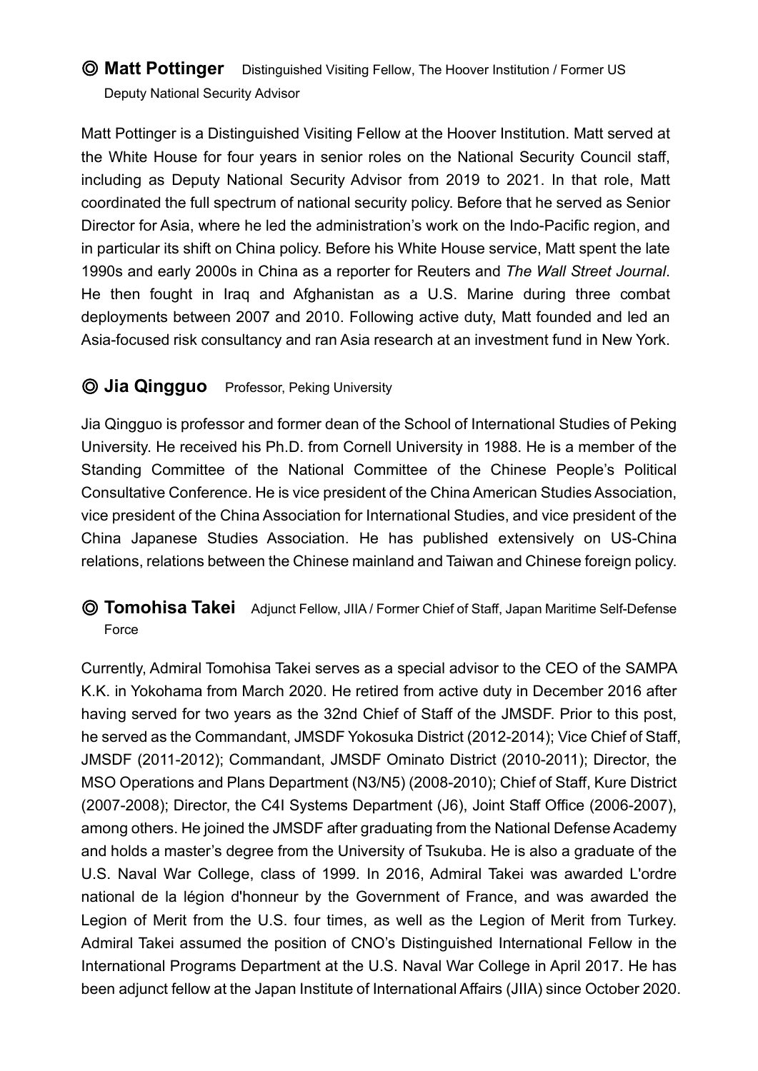## ◎ **Matt Pottinger** Distinguished Visiting Fellow, The Hoover Institution / Former US Deputy National Security Advisor

Matt Pottinger is a Distinguished Visiting Fellow at the Hoover Institution. Matt served at the White House for four years in senior roles on the National Security Council staff, including as Deputy National Security Advisor from 2019 to 2021. In that role, Matt coordinated the full spectrum of national security policy. Before that he served as Senior Director for Asia, where he led the administration's work on the Indo-Pacific region, and in particular its shift on China policy. Before his White House service, Matt spent the late 1990s and early 2000s in China as a reporter for Reuters and *The Wall Street Journal*. He then fought in Iraq and Afghanistan as a U.S. Marine during three combat deployments between 2007 and 2010. Following active duty, Matt founded and led an Asia-focused risk consultancy and ran Asia research at an investment fund in New York.

## ◎ **Jia Qingguo** Professor, Peking University

Jia Qingguo is professor and former dean of the School of International Studies of Peking University. He received his Ph.D. from Cornell University in 1988. He is a member of the Standing Committee of the National Committee of the Chinese People's Political Consultative Conference. He is vice president of the China American Studies Association, vice president of the China Association for International Studies, and vice president of the China Japanese Studies Association. He has published extensively on US-China relations, relations between the Chinese mainland and Taiwan and Chinese foreign policy.

## ◎ **Tomohisa Takei** Adjunct Fellow, JIIA / Former Chief of Staff, Japan Maritime Self-Defense Force

Currently, Admiral Tomohisa Takei serves as a special advisor to the CEO of the SAMPA K.K. in Yokohama from March 2020. He retired from active duty in December 2016 after having served for two years as the 32nd Chief of Staff of the JMSDF. Prior to this post, he served as the Commandant, JMSDF Yokosuka District (2012-2014); Vice Chief of Staff, JMSDF (2011-2012); Commandant, JMSDF Ominato District (2010-2011); Director, the MSO Operations and Plans Department (N3/N5) (2008-2010); Chief of Staff, Kure District (2007-2008); Director, the C4I Systems Department (J6), Joint Staff Office (2006-2007), among others. He joined the JMSDF after graduating from the National Defense Academy and holds a master's degree from the University of Tsukuba. He is also a graduate of the U.S. Naval War College, class of 1999. In 2016, Admiral Takei was awarded L'ordre national de la légion d'honneur by the Government of France, and was awarded the Legion of Merit from the U.S. four times, as well as the Legion of Merit from Turkey. Admiral Takei assumed the position of CNO's Distinguished International Fellow in the International Programs Department at the U.S. Naval War College in April 2017. He has been adjunct fellow at the Japan Institute of International Affairs (JIIA) since October 2020.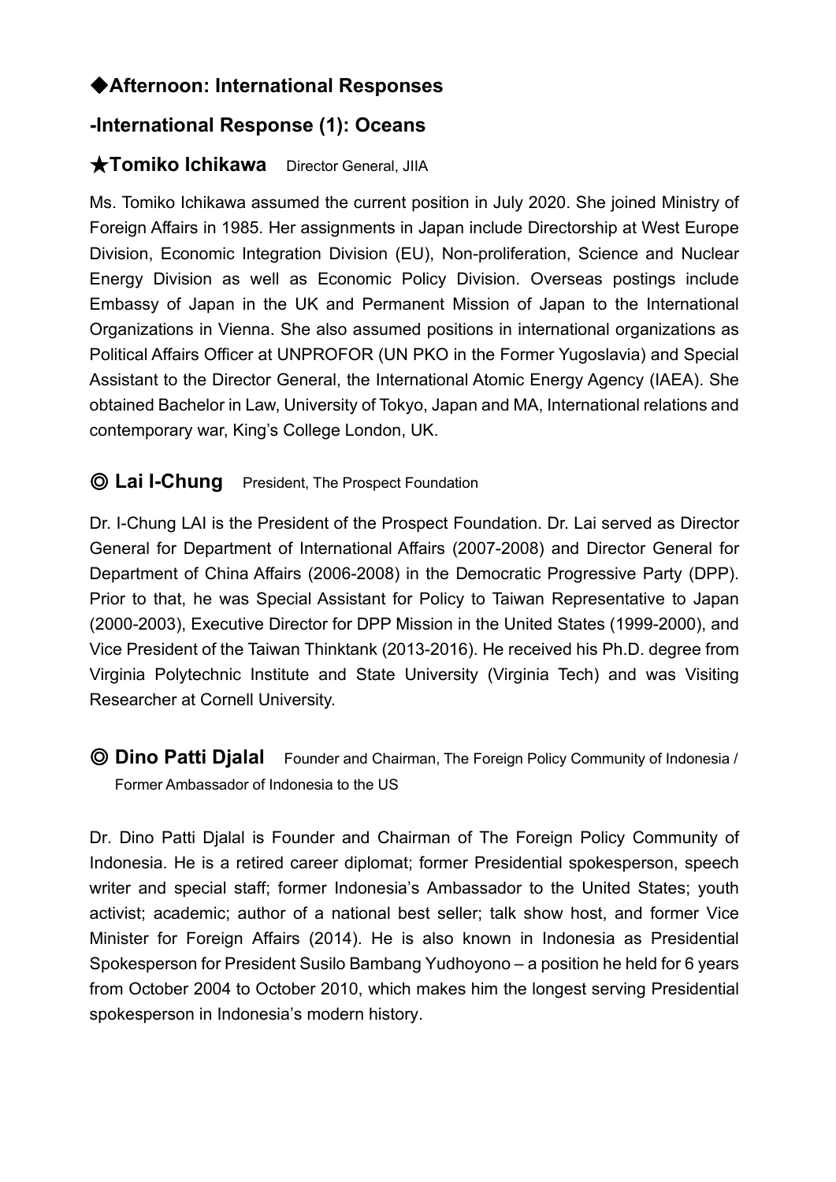## ◆Afternoon: International Responses

## -International Response (1): Oceans

### ★Tomiko Ichikawa　Director General, JIIA

Ms. Tomiko Ichikawa assumed the current position in July 2020. She joined Ministry of Foreign Affairs in 1985. Her assignments in Japan include Directorship at West Europe Division, Economic Integration Division (EU), Non-proliferation, Science and Nuclear Energy Division as well as Economic Policy Division. Overseas postings include Embassy of Japan in the UK and Permanent Mission of Japan to the International Organizations in Vienna. She also assumed positions in international organizations as Political Affairs Officer at UNPROFOR (UN PKO in the Former Yugoslavia) and Special Assistant to the Director General, the International Atomic Energy Agency (IAEA). She obtained Bachelor in Law, University of Tokyo, Japan and MA, International relations and contemporary war, King's College London, UK.

### ◎ Lai I-Chung　President, The Prospect Foundation

Dr. I-Chung LAI is the President of the Prospect Foundation. Dr. Lai served as Director General for Department of International Affairs (2007-2008) and Director General for Department of China Affairs (2006-2008) in the Democratic Progressive Party (DPP). Prior to that, he was Special Assistant for Policy to Taiwan Representative to Japan (2000-2003), Executive Director for DPP Mission in the United States (1999-2000), and Vice President of the Taiwan Thinktank (2013-2016). He received his Ph.D. degree from Virginia Polytechnic Institute and State University (Virginia Tech) and was Visiting Researcher at Cornell University.

### ◎ Dino Patti Djalal　Founder and Chairman, The Foreign Policy Community of Indonesia / Former Ambassador of Indonesia to the US

Dr. Dino Patti Djalal is Founder and Chairman of The Foreign Policy Community of Indonesia. He is a retired career diplomat; former Presidential spokesperson, speech writer and special staff; former Indonesia's Ambassador to the United States; youth activist; academic; author of a national best seller; talk show host, and former Vice Minister for Foreign Affairs (2014). He is also known in Indonesia as Presidential Spokesperson for President Susilo Bambang Yudhoyono – a position he held for 6 years from October 2004 to October 2010, which makes him the longest serving Presidential spokesperson in Indonesia's modern history.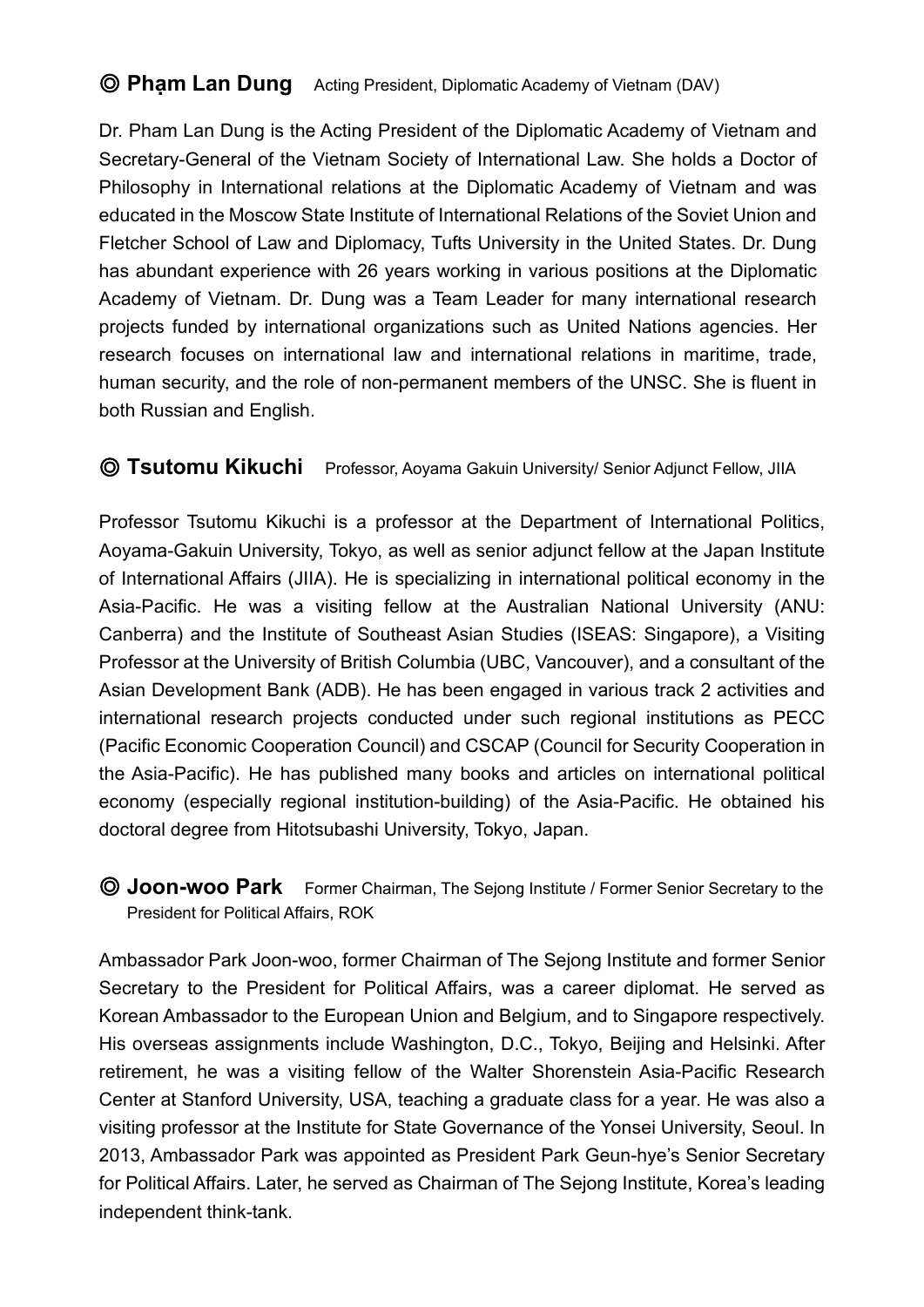## ◎ **Phạm Lan Dung** Acting President, Diplomatic Academy of Vietnam (DAV)

Dr. Pham Lan Dung is the Acting President of the Diplomatic Academy of Vietnam and Secretary-General of the Vietnam Society of International Law. She holds a Doctor of Philosophy in International relations at the Diplomatic Academy of Vietnam and was educated in the Moscow State Institute of International Relations of the Soviet Union and Fletcher School of Law and Diplomacy, Tufts University in the United States. Dr. Dung has abundant experience with 26 years working in various positions at the Diplomatic Academy of Vietnam. Dr. Dung was a Team Leader for many international research projects funded by international organizations such as United Nations agencies. Her research focuses on international law and international relations in maritime, trade, human security, and the role of non-permanent members of the UNSC. She is fluent in both Russian and English.

## ◎ **Tsutomu Kikuchi** Professor, Aoyama Gakuin University/ Senior Adjunct Fellow, JIIA

Professor Tsutomu Kikuchi is a professor at the Department of International Politics, Aoyama-Gakuin University, Tokyo, as well as senior adjunct fellow at the Japan Institute of International Affairs (JIIA). He is specializing in international political economy in the Asia-Pacific. He was a visiting fellow at the Australian National University (ANU: Canberra) and the Institute of Southeast Asian Studies (ISEAS: Singapore), a Visiting Professor at the University of British Columbia (UBC, Vancouver), and a consultant of the Asian Development Bank (ADB). He has been engaged in various track 2 activities and international research projects conducted under such regional institutions as PECC (Pacific Economic Cooperation Council) and CSCAP (Council for Security Cooperation in the Asia-Pacific). He has published many books and articles on international political economy (especially regional institution-building) of the Asia-Pacific. He obtained his doctoral degree from Hitotsubashi University, Tokyo, Japan.

## ◎ **Joon-woo Park** Former Chairman, The Sejong Institute / Former Senior Secretary to the President for Political Affairs, ROK

Ambassador Park Joon-woo, former Chairman of The Sejong Institute and former Senior Secretary to the President for Political Affairs, was a career diplomat. He served as Korean Ambassador to the European Union and Belgium, and to Singapore respectively. His overseas assignments include Washington, D.C., Tokyo, Beijing and Helsinki. After retirement, he was a visiting fellow of the Walter Shorenstein Asia-Pacific Research Center at Stanford University, USA, teaching a graduate class for a year. He was also a visiting professor at the Institute for State Governance of the Yonsei University, Seoul. In 2013, Ambassador Park was appointed as President Park Geun-hye's Senior Secretary for Political Affairs. Later, he served as Chairman of The Sejong Institute, Korea's leading independent think-tank.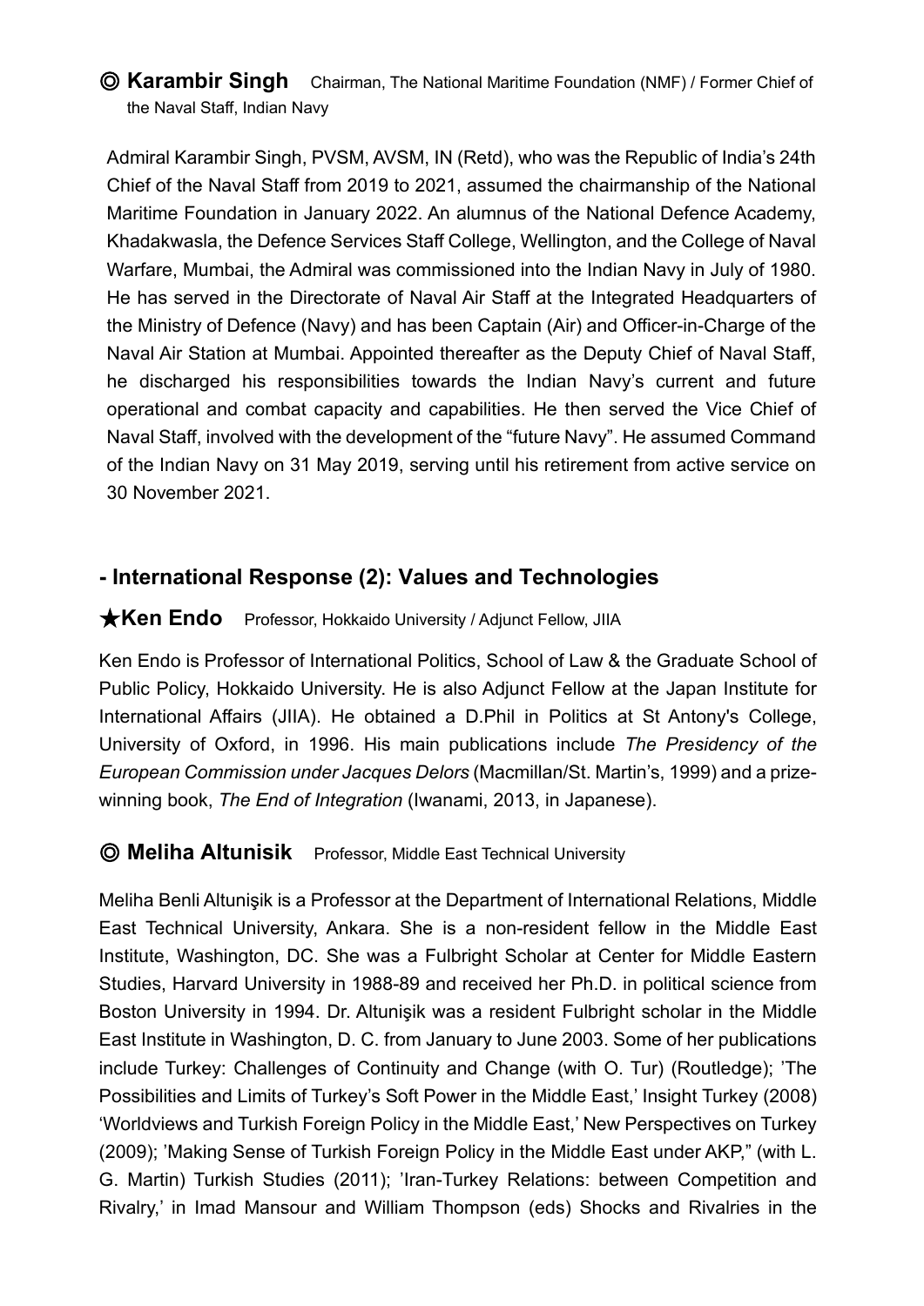### ◎ **Karambir Singh** Chairman, The National Maritime Foundation (NMF) / Former Chief of the Naval Staff, Indian Navy

Admiral Karambir Singh, PVSM, AVSM, IN (Retd), who was the Republic of India's 24th Chief of the Naval Staff from 2019 to 2021, assumed the chairmanship of the National Maritime Foundation in January 2022. An alumnus of the National Defence Academy, Khadakwasla, the Defence Services Staff College, Wellington, and the College of Naval Warfare, Mumbai, the Admiral was commissioned into the Indian Navy in July of 1980. He has served in the Directorate of Naval Air Staff at the Integrated Headquarters of the Ministry of Defence (Navy) and has been Captain (Air) and Officer-in-Charge of the Naval Air Station at Mumbai. Appointed thereafter as the Deputy Chief of Naval Staff, he discharged his responsibilities towards the Indian Navy's current and future operational and combat capacity and capabilities. He then served the Vice Chief of Naval Staff, involved with the development of the "future Navy". He assumed Command of the Indian Navy on 31 May 2019, serving until his retirement from active service on 30 November 2021.

## - International Response (2): Values and Technologies

### ★**Ken Endo** Professor, Hokkaido University / Adjunct Fellow, JIIA

Ken Endo is Professor of International Politics, School of Law & the Graduate School of Public Policy, Hokkaido University. He is also Adjunct Fellow at the Japan Institute for International Affairs (JIIA). He obtained a D.Phil in Politics at St Antony's College, University of Oxford, in 1996. His main publications include *The Presidency of the European Commission under Jacques Delors* (Macmillan/St. Martin's, 1999) and a prize-winning book, *The End of Integration* (Iwanami, 2013, in Japanese).

### ◎ **Meliha Altunisik** Professor, Middle East Technical University

Meliha Benli Altunişik is a Professor at the Department of International Relations, Middle East Technical University, Ankara. She is a non-resident fellow in the Middle East Institute, Washington, DC. She was a Fulbright Scholar at Center for Middle Eastern Studies, Harvard University in 1988-89 and received her Ph.D. in political science from Boston University in 1994. Dr. Altunişik was a resident Fulbright scholar in the Middle East Institute in Washington, D. C. from January to June 2003. Some of her publications include Turkey: Challenges of Continuity and Change (with O. Tur) (Routledge); 'The Possibilities and Limits of Turkey's Soft Power in the Middle East,' Insight Turkey (2008) 'Worldviews and Turkish Foreign Policy in the Middle East,' New Perspectives on Turkey (2009); 'Making Sense of Turkish Foreign Policy in the Middle East under AKP," (with L. G. Martin) Turkish Studies (2011); 'Iran-Turkey Relations: between Competition and Rivalry,' in Imad Mansour and William Thompson (eds) Shocks and Rivalries in the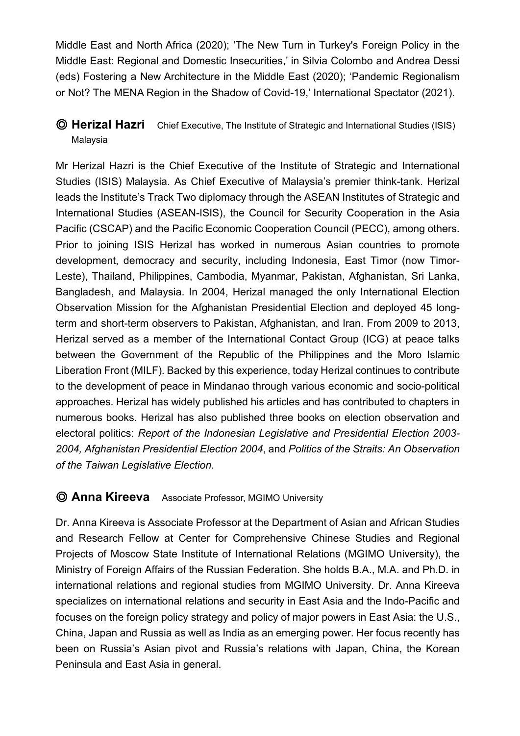Middle East and North Africa (2020); 'The New Turn in Turkey's Foreign Policy in the Middle East: Regional and Domestic Insecurities,' in Silvia Colombo and Andrea Dessi (eds) Fostering a New Architecture in the Middle East (2020); 'Pandemic Regionalism or Not? The MENA Region in the Shadow of Covid-19,' International Spectator (2021).

## ◎ Herizal Hazri　Chief Executive, The Institute of Strategic and International Studies (ISIS) Malaysia

Mr Herizal Hazri is the Chief Executive of the Institute of Strategic and International Studies (ISIS) Malaysia. As Chief Executive of Malaysia's premier think-tank. Herizal leads the Institute's Track Two diplomacy through the ASEAN Institutes of Strategic and International Studies (ASEAN-ISIS), the Council for Security Cooperation in the Asia Pacific (CSCAP) and the Pacific Economic Cooperation Council (PECC), among others. Prior to joining ISIS Herizal has worked in numerous Asian countries to promote development, democracy and security, including Indonesia, East Timor (now Timor-Leste), Thailand, Philippines, Cambodia, Myanmar, Pakistan, Afghanistan, Sri Lanka, Bangladesh, and Malaysia. In 2004, Herizal managed the only International Election Observation Mission for the Afghanistan Presidential Election and deployed 45 long-term and short-term observers to Pakistan, Afghanistan, and Iran. From 2009 to 2013, Herizal served as a member of the International Contact Group (ICG) at peace talks between the Government of the Republic of the Philippines and the Moro Islamic Liberation Front (MILF). Backed by this experience, today Herizal continues to contribute to the development of peace in Mindanao through various economic and socio-political approaches. Herizal has widely published his articles and has contributed to chapters in numerous books. Herizal has also published three books on election observation and electoral politics: *Report of the Indonesian Legislative and Presidential Election 2003-2004, Afghanistan Presidential Election 2004*, and *Politics of the Straits: An Observation of the Taiwan Legislative Election*.

## ◎ Anna Kireeva　Associate Professor, MGIMO University

Dr. Anna Kireeva is Associate Professor at the Department of Asian and African Studies and Research Fellow at Center for Comprehensive Chinese Studies and Regional Projects of Moscow State Institute of International Relations (MGIMO University), the Ministry of Foreign Affairs of the Russian Federation. She holds B.A., M.A. and Ph.D. in international relations and regional studies from MGIMO University. Dr. Anna Kireeva specializes on international relations and security in East Asia and the Indo-Pacific and focuses on the foreign policy strategy and policy of major powers in East Asia: the U.S., China, Japan and Russia as well as India as an emerging power. Her focus recently has been on Russia's Asian pivot and Russia's relations with Japan, China, the Korean Peninsula and East Asia in general.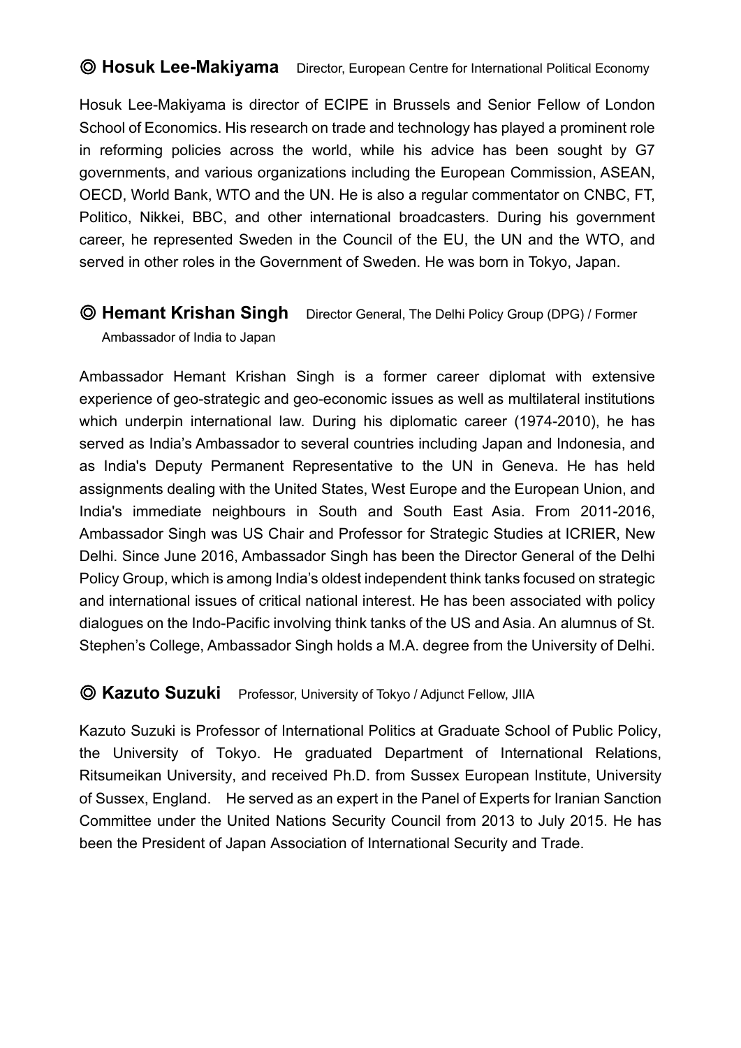## ◎ Hosuk Lee-Makiyama Director, European Centre for International Political Economy

Hosuk Lee-Makiyama is director of ECIPE in Brussels and Senior Fellow of London School of Economics. His research on trade and technology has played a prominent role in reforming policies across the world, while his advice has been sought by G7 governments, and various organizations including the European Commission, ASEAN, OECD, World Bank, WTO and the UN. He is also a regular commentator on CNBC, FT, Politico, Nikkei, BBC, and other international broadcasters. During his government career, he represented Sweden in the Council of the EU, the UN and the WTO, and served in other roles in the Government of Sweden. He was born in Tokyo, Japan.

## ◎ Hemant Krishan Singh Director General, The Delhi Policy Group (DPG) / Former Ambassador of India to Japan

Ambassador Hemant Krishan Singh is a former career diplomat with extensive experience of geo-strategic and geo-economic issues as well as multilateral institutions which underpin international law. During his diplomatic career (1974-2010), he has served as India's Ambassador to several countries including Japan and Indonesia, and as India's Deputy Permanent Representative to the UN in Geneva. He has held assignments dealing with the United States, West Europe and the European Union, and India's immediate neighbours in South and South East Asia. From 2011-2016, Ambassador Singh was US Chair and Professor for Strategic Studies at ICRIER, New Delhi. Since June 2016, Ambassador Singh has been the Director General of the Delhi Policy Group, which is among India's oldest independent think tanks focused on strategic and international issues of critical national interest. He has been associated with policy dialogues on the Indo-Pacific involving think tanks of the US and Asia. An alumnus of St. Stephen's College, Ambassador Singh holds a M.A. degree from the University of Delhi.

## ◎ Kazuto Suzuki Professor, University of Tokyo / Adjunct Fellow, JIIA

Kazuto Suzuki is Professor of International Politics at Graduate School of Public Policy, the University of Tokyo. He graduated Department of International Relations, Ritsumeikan University, and received Ph.D. from Sussex European Institute, University of Sussex, England. He served as an expert in the Panel of Experts for Iranian Sanction Committee under the United Nations Security Council from 2013 to July 2015. He has been the President of Japan Association of International Security and Trade.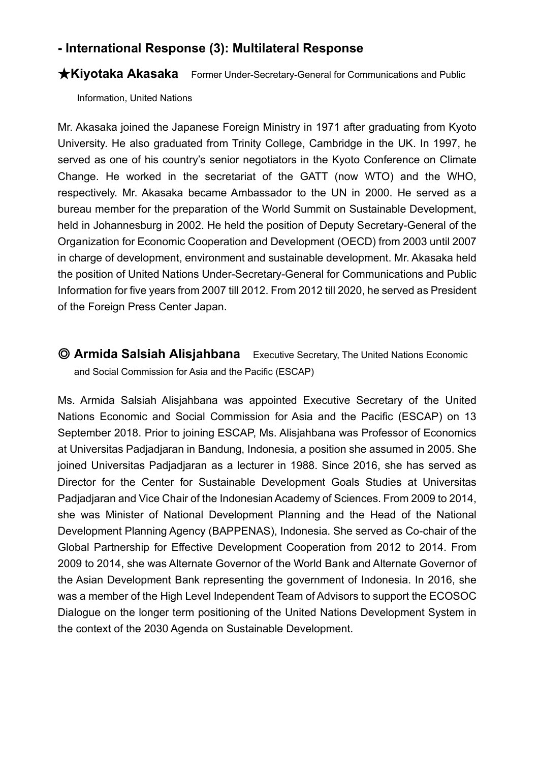## - International Response (3): Multilateral Response

**★Kiyotaka Akasaka** Former Under-Secretary-General for Communications and Public Information, United Nations

Mr. Akasaka joined the Japanese Foreign Ministry in 1971 after graduating from Kyoto University. He also graduated from Trinity College, Cambridge in the UK. In 1997, he served as one of his country's senior negotiators in the Kyoto Conference on Climate Change. He worked in the secretariat of the GATT (now WTO) and the WHO, respectively. Mr. Akasaka became Ambassador to the UN in 2000. He served as a bureau member for the preparation of the World Summit on Sustainable Development, held in Johannesburg in 2002. He held the position of Deputy Secretary-General of the Organization for Economic Cooperation and Development (OECD) from 2003 until 2007 in charge of development, environment and sustainable development. Mr. Akasaka held the position of United Nations Under-Secretary-General for Communications and Public Information for five years from 2007 till 2012. From 2012 till 2020, he served as President of the Foreign Press Center Japan.

**◎ Armida Salsiah Alisjahbana** Executive Secretary, The United Nations Economic and Social Commission for Asia and the Pacific (ESCAP)

Ms. Armida Salsiah Alisjahbana was appointed Executive Secretary of the United Nations Economic and Social Commission for Asia and the Pacific (ESCAP) on 13 September 2018. Prior to joining ESCAP, Ms. Alisjahbana was Professor of Economics at Universitas Padjadjaran in Bandung, Indonesia, a position she assumed in 2005. She joined Universitas Padjadjaran as a lecturer in 1988. Since 2016, she has served as Director for the Center for Sustainable Development Goals Studies at Universitas Padjadjaran and Vice Chair of the Indonesian Academy of Sciences. From 2009 to 2014, she was Minister of National Development Planning and the Head of the National Development Planning Agency (BAPPENAS), Indonesia. She served as Co-chair of the Global Partnership for Effective Development Cooperation from 2012 to 2014. From 2009 to 2014, she was Alternate Governor of the World Bank and Alternate Governor of the Asian Development Bank representing the government of Indonesia. In 2016, she was a member of the High Level Independent Team of Advisors to support the ECOSOC Dialogue on the longer term positioning of the United Nations Development System in the context of the 2030 Agenda on Sustainable Development.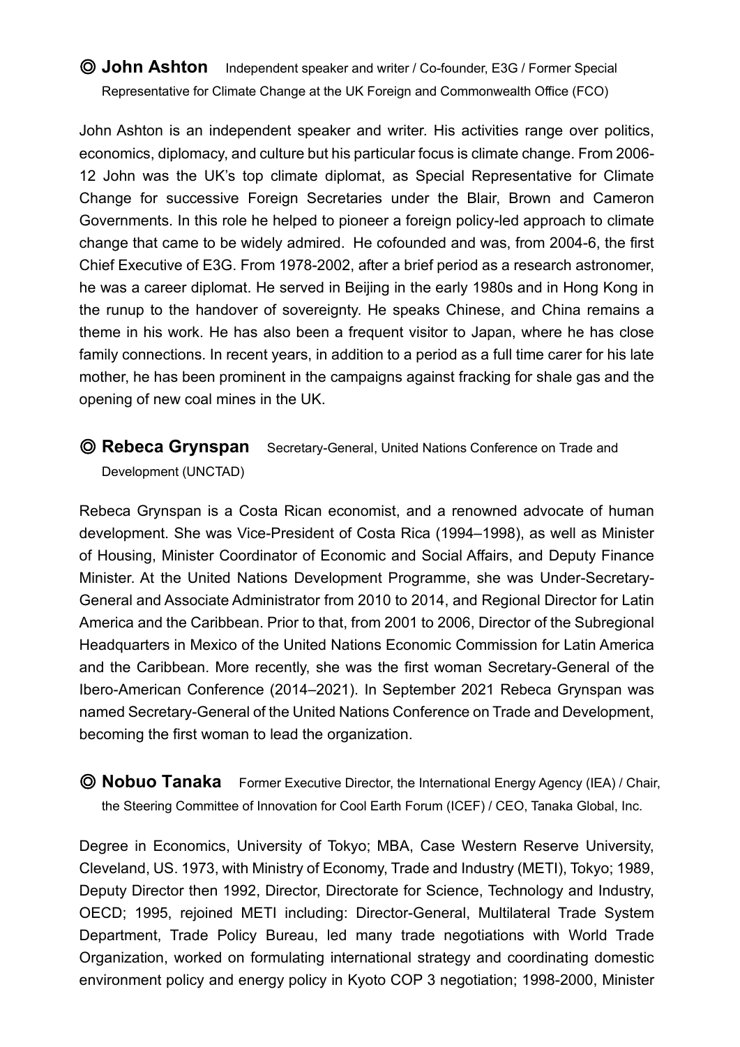### ◎ **John Ashton** Independent speaker and writer / Co-founder, E3G / Former Special Representative for Climate Change at the UK Foreign and Commonwealth Office (FCO)

John Ashton is an independent speaker and writer. His activities range over politics, economics, diplomacy, and culture but his particular focus is climate change. From 2006-12 John was the UK's top climate diplomat, as Special Representative for Climate Change for successive Foreign Secretaries under the Blair, Brown and Cameron Governments. In this role he helped to pioneer a foreign policy-led approach to climate change that came to be widely admired. He cofounded and was, from 2004-6, the first Chief Executive of E3G. From 1978-2002, after a brief period as a research astronomer, he was a career diplomat. He served in Beijing in the early 1980s and in Hong Kong in the runup to the handover of sovereignty. He speaks Chinese, and China remains a theme in his work. He has also been a frequent visitor to Japan, where he has close family connections. In recent years, in addition to a period as a full time carer for his late mother, he has been prominent in the campaigns against fracking for shale gas and the opening of new coal mines in the UK.

### ◎ **Rebeca Grynspan** Secretary-General, United Nations Conference on Trade and Development (UNCTAD)

Rebeca Grynspan is a Costa Rican economist, and a renowned advocate of human development. She was Vice-President of Costa Rica (1994–1998), as well as Minister of Housing, Minister Coordinator of Economic and Social Affairs, and Deputy Finance Minister. At the United Nations Development Programme, she was Under-Secretary-General and Associate Administrator from 2010 to 2014, and Regional Director for Latin America and the Caribbean. Prior to that, from 2001 to 2006, Director of the Subregional Headquarters in Mexico of the United Nations Economic Commission for Latin America and the Caribbean. More recently, she was the first woman Secretary-General of the Ibero-American Conference (2014–2021). In September 2021 Rebeca Grynspan was named Secretary-General of the United Nations Conference on Trade and Development, becoming the first woman to lead the organization.

### ◎ **Nobuo Tanaka** Former Executive Director, the International Energy Agency (IEA) / Chair, the Steering Committee of Innovation for Cool Earth Forum (ICEF) / CEO, Tanaka Global, Inc.

Degree in Economics, University of Tokyo; MBA, Case Western Reserve University, Cleveland, US. 1973, with Ministry of Economy, Trade and Industry (METI), Tokyo; 1989, Deputy Director then 1992, Director, Directorate for Science, Technology and Industry, OECD; 1995, rejoined METI including: Director-General, Multilateral Trade System Department, Trade Policy Bureau, led many trade negotiations with World Trade Organization, worked on formulating international strategy and coordinating domestic environment policy and energy policy in Kyoto COP 3 negotiation; 1998-2000, Minister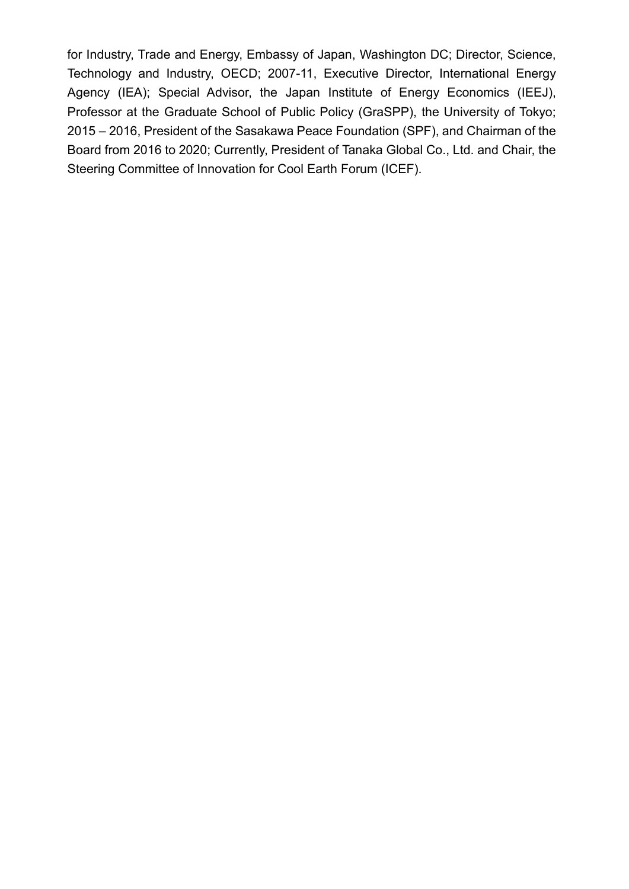for Industry, Trade and Energy, Embassy of Japan, Washington DC; Director, Science, Technology and Industry, OECD; 2007-11, Executive Director, International Energy Agency (IEA); Special Advisor, the Japan Institute of Energy Economics (IEEJ), Professor at the Graduate School of Public Policy (GraSPP), the University of Tokyo; 2015 – 2016, President of the Sasakawa Peace Foundation (SPF), and Chairman of the Board from 2016 to 2020; Currently, President of Tanaka Global Co., Ltd. and Chair, the Steering Committee of Innovation for Cool Earth Forum (ICEF).